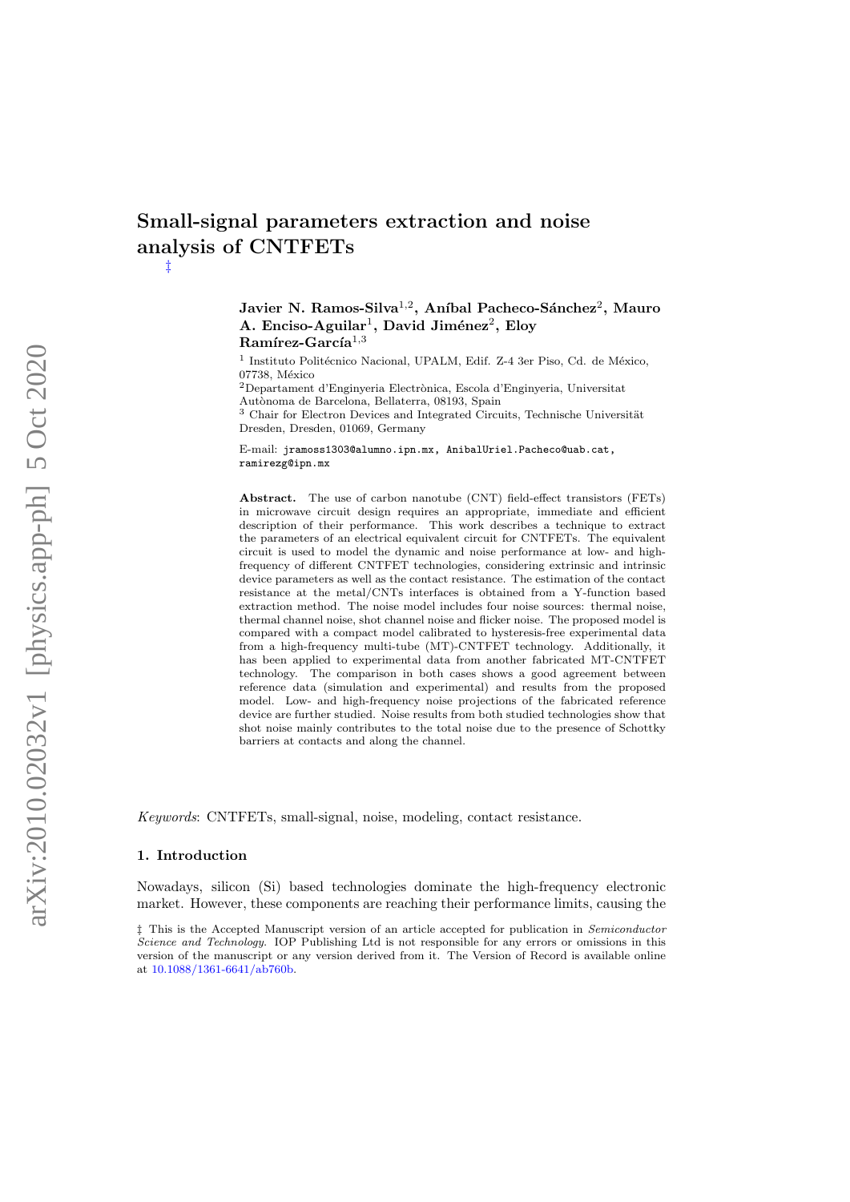# Small-signal parameters extraction and noise analysis of CNTFETs

‡

**Javier N. Ramos-Silva**[1,2], **Aníbal Pacheco-Sánchez**[2], **Mauro A. Enciso-Aguilar**[1], **David Jiménez**[2], **Eloy Ramírez-García**[1,3]

[1] Instituto Politécnico Nacional, UPALM, Edif. Z-4 3er Piso, Cd. de México, 07738, México

[2] Departament d'Enginyeria Electrònica, Escola d'Enginyeria, Universitat Autònoma de Barcelona, Bellaterra, 08193, Spain

[3] Chair for Electron Devices and Integrated Circuits, Technische Universität Dresden, Dresden, 01069, Germany

E-mail: `jramoss1303@alumno.ipn.mx`, `AnibalUriel.Pacheco@uab.cat`, `ramirezg@ipn.mx`

**Abstract.** The use of carbon nanotube (CNT) field-effect transistors (FETs) in microwave circuit design requires an appropriate, immediate and efficient description of their performance. This work describes a technique to extract the parameters of an electrical equivalent circuit for CNTFETs. The equivalent circuit is used to model the dynamic and noise performance at low- and high-frequency of different CNTFET technologies, considering extrinsic and intrinsic device parameters as well as the contact resistance. The estimation of the contact resistance at the metal/CNTs interfaces is obtained from a Y-function based extraction method. The noise model includes four noise sources: thermal noise, thermal channel noise, shot channel noise and flicker noise. The proposed model is compared with a compact model calibrated to hysteresis-free experimental data from a high-frequency multi-tube (MT)-CNTFET technology. Additionally, it has been applied to experimental data from another fabricated MT-CNTFET technology. The comparison in both cases shows a good agreement between reference data (simulation and experimental) and results from the proposed model. Low- and high-frequency noise projections of the fabricated reference device are further studied. Noise results from both studied technologies show that shot noise mainly contributes to the total noise due to the presence of Schottky barriers at contacts and along the channel.

*Keywords*: CNTFETs, small-signal, noise, modeling, contact resistance.

## 1. Introduction

Nowadays, silicon (Si) based technologies dominate the high-frequency electronic market. However, these components are reaching their performance limits, causing the

‡ This is the Accepted Manuscript version of an article accepted for publication in *Semiconductor Science and Technology*. IOP Publishing Ltd is not responsible for any errors or omissions in this version of the manuscript or any version derived from it. The Version of Record is available online at 10.1088/1361-6641/ab760b.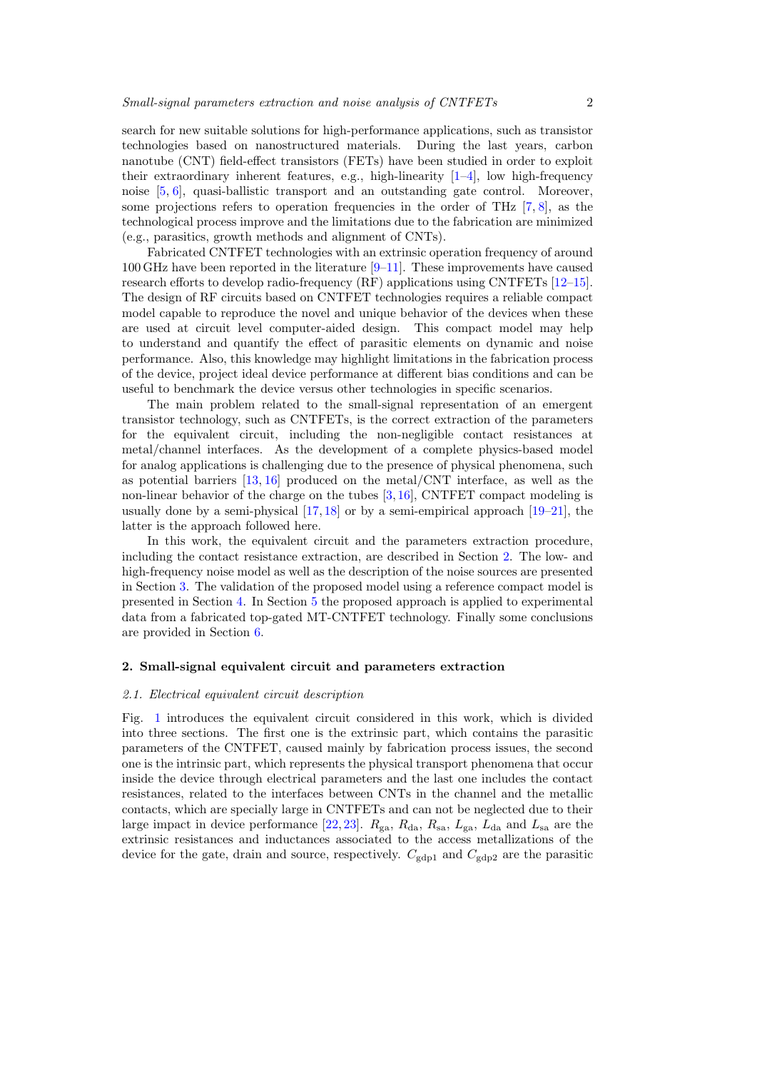search for new suitable solutions for high-performance applications, such as transistor technologies based on nanostructured materials. During the last years, carbon nanotube (CNT) field-effect transistors (FETs) have been studied in order to exploit their extraordinary inherent features, e.g., high-linearity [1–4], low high-frequency noise [5, 6], quasi-ballistic transport and an outstanding gate control. Moreover, some projections refers to operation frequencies in the order of THz [7, 8], as the technological process improve and the limitations due to the fabrication are minimized (e.g., parasitics, growth methods and alignment of CNTs).

Fabricated CNTFET technologies with an extrinsic operation frequency of around 100 GHz have been reported in the literature [9–11]. These improvements have caused research efforts to develop radio-frequency (RF) applications using CNTFETs [12–15]. The design of RF circuits based on CNTFET technologies requires a reliable compact model capable to reproduce the novel and unique behavior of the devices when these are used at circuit level computer-aided design. This compact model may help to understand and quantify the effect of parasitic elements on dynamic and noise performance. Also, this knowledge may highlight limitations in the fabrication process of the device, project ideal device performance at different bias conditions and can be useful to benchmark the device versus other technologies in specific scenarios.

The main problem related to the small-signal representation of an emergent transistor technology, such as CNTFETs, is the correct extraction of the parameters for the equivalent circuit, including the non-negligible contact resistances at metal/channel interfaces. As the development of a complete physics-based model for analog applications is challenging due to the presence of physical phenomena, such as potential barriers [13, 16] produced on the metal/CNT interface, as well as the non-linear behavior of the charge on the tubes [3, 16], CNTFET compact modeling is usually done by a semi-physical [17, 18] or by a semi-empirical approach [19–21], the latter is the approach followed here.

In this work, the equivalent circuit and the parameters extraction procedure, including the contact resistance extraction, are described in Section 2. The low- and high-frequency noise model as well as the description of the noise sources are presented in Section 3. The validation of the proposed model using a reference compact model is presented in Section 4. In Section 5 the proposed approach is applied to experimental data from a fabricated top-gated MT-CNTFET technology. Finally some conclusions are provided in Section 6.

## 2. Small-signal equivalent circuit and parameters extraction

### 2.1. Electrical equivalent circuit description

Fig. 1 introduces the equivalent circuit considered in this work, which is divided into three sections. The first one is the extrinsic part, which contains the parasitic parameters of the CNTFET, caused mainly by fabrication process issues, the second one is the intrinsic part, which represents the physical transport phenomena that occur inside the device through electrical parameters and the last one includes the contact resistances, related to the interfaces between CNTs in the channel and the metallic contacts, which are specially large in CNTFETs and can not be neglected due to their large impact in device performance [22, 23]. $R_{\mathrm{ga}}$, $R_{\mathrm{da}}$, $R_{\mathrm{sa}}$, $L_{\mathrm{ga}}$, $L_{\mathrm{da}}$ and $L_{\mathrm{sa}}$ are the extrinsic resistances and inductances associated to the access metallizations of the device for the gate, drain and source, respectively. $C_{\mathrm{gdp1}}$ and $C_{\mathrm{gdp2}}$ are the parasitic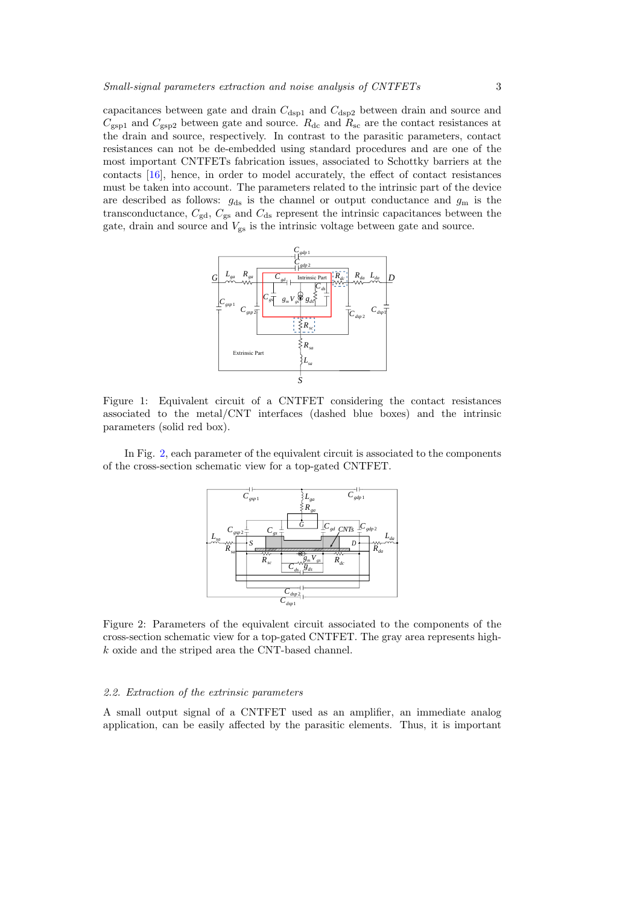capacitances between gate and drain $C_{\mathrm{dsp1}}$ and $C_{\mathrm{dsp2}}$ between drain and source and $C_{\mathrm{gsp1}}$ and $C_{\mathrm{gsp2}}$ between gate and source. $R_{\mathrm{dc}}$ and $R_{\mathrm{sc}}$ are the contact resistances at the drain and source, respectively. In contrast to the parasitic parameters, contact resistances can not be de-embedded using standard procedures and are one of the most important CNTFETs fabrication issues, associated to Schottky barriers at the contacts [16], hence, in order to model accurately, the effect of contact resistances must be taken into account. The parameters related to the intrinsic part of the device are described as follows: $g_{\mathrm{ds}}$ is the channel or output conductance and $g_{\mathrm{m}}$ is the transconductance, $C_{\mathrm{gd}}$, $C_{\mathrm{gs}}$ and $C_{\mathrm{ds}}$ represent the intrinsic capacitances between the gate, drain and source and $V_{\mathrm{gs}}$ is the intrinsic voltage between gate and source.

Figure 1: Equivalent circuit of a CNTFET considering the contact resistances associated to the metal/CNT interfaces (dashed blue boxes) and the intrinsic parameters (solid red box).

In Fig. 2, each parameter of the equivalent circuit is associated to the components of the cross-section schematic view for a top-gated CNTFET.

Figure 2: Parameters of the equivalent circuit associated to the components of the cross-section schematic view for a top-gated CNTFET. The gray area represents high-$k$ oxide and the striped area the CNT-based channel.

### 2.2. Extraction of the extrinsic parameters

A small output signal of a CNTFET used as an amplifier, an immediate analog application, can be easily affected by the parasitic elements. Thus, it is important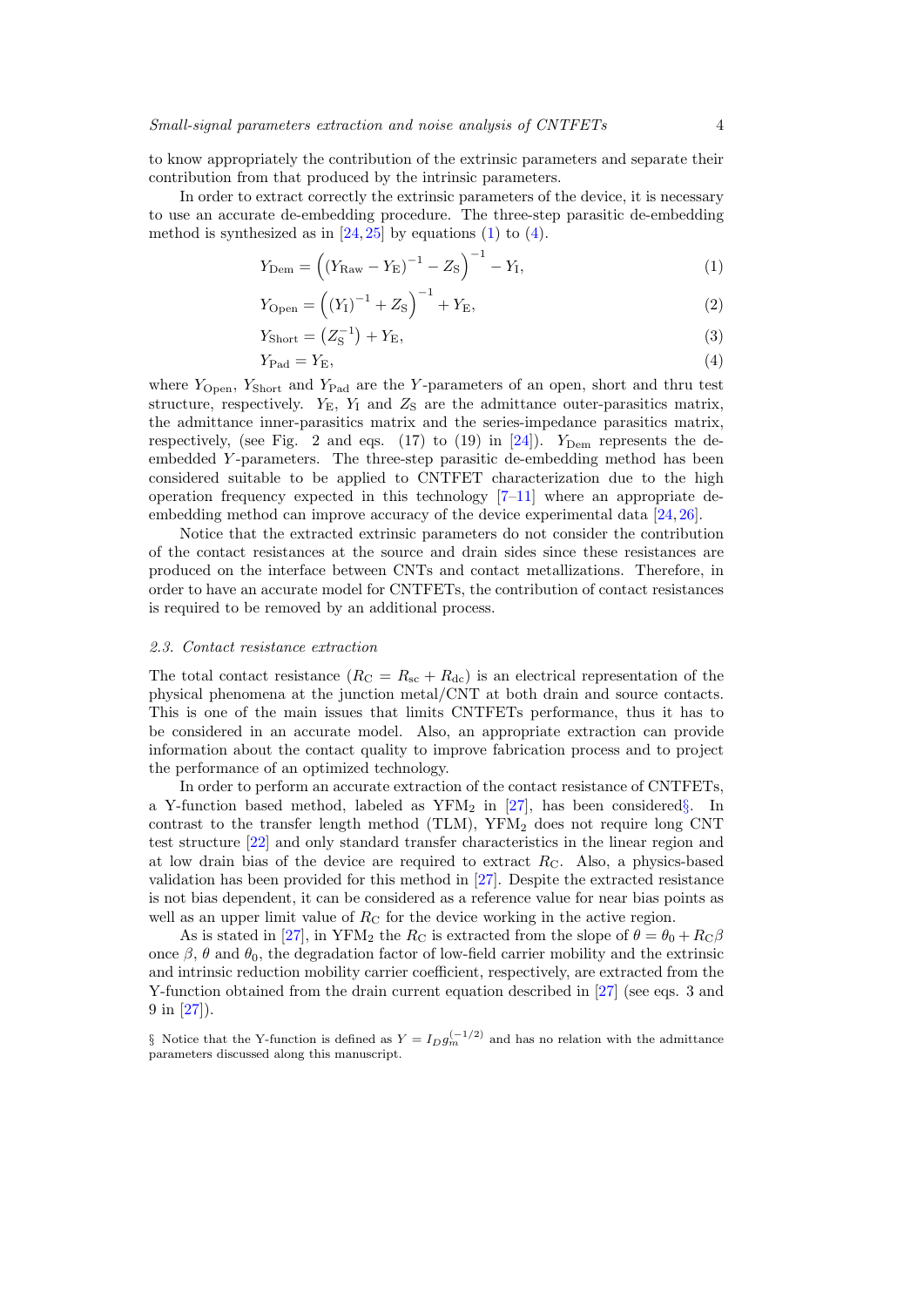to know appropriately the contribution of the extrinsic parameters and separate their contribution from that produced by the intrinsic parameters.

In order to extract correctly the extrinsic parameters of the device, it is necessary to use an accurate de-embedding procedure. The three-step parasitic de-embedding method is synthesized as in [24, 25] by equations (1) to (4).

$$Y_{\text{Dem}} = \left( \left( Y_{\text{Raw}} - Y_{\text{E}} \right)^{-1} - Z_{\text{S}} \right)^{-1} - Y_{\text{I}}, \tag{1}$$

$$Y_{\text{Open}} = \left( \left( Y_{\text{I}} \right)^{-1} + Z_{\text{S}} \right)^{-1} + Y_{\text{E}}, \tag{2}$$

$$Y_{\text{Short}} = \left( Z_{\text{S}}^{-1} \right) + Y_{\text{E}}, \tag{3}$$

$$Y_{\text{Pad}} = Y_{\text{E}}, \tag{4}$$

where $Y_{\text{Open}}$, $Y_{\text{Short}}$ and $Y_{\text{Pad}}$ are the $Y$-parameters of an open, short and thru test structure, respectively. $Y_{\text{E}}$, $Y_{\text{I}}$ and $Z_{\text{S}}$ are the admittance outer-parasitics matrix, the admittance inner-parasitics matrix and the series-impedance parasitics matrix, respectively, (see Fig. 2 and eqs. (17) to (19) in [24]). $Y_{\text{Dem}}$ represents the de-embedded $Y$-parameters. The three-step parasitic de-embedding method has been considered suitable to be applied to CNTFET characterization due to the high operation frequency expected in this technology [7–11] where an appropriate de-embedding method can improve accuracy of the device experimental data [24, 26].

Notice that the extracted extrinsic parameters do not consider the contribution of the contact resistances at the source and drain sides since these resistances are produced on the interface between CNTs and contact metallizations. Therefore, in order to have an accurate model for CNTFETs, the contribution of contact resistances is required to be removed by an additional process.

### *2.3. Contact resistance extraction*

The total contact resistance ($R_{\text{C}} = R_{\text{sc}} + R_{\text{dc}}$) is an electrical representation of the physical phenomena at the junction metal/CNT at both drain and source contacts. This is one of the main issues that limits CNTFETs performance, thus it has to be considered in an accurate model. Also, an appropriate extraction can provide information about the contact quality to improve fabrication process and to project the performance of an optimized technology.

In order to perform an accurate extraction of the contact resistance of CNTFETs, a Y-function based method, labeled as $\text{YFM}_2$ in [27], has been considered§. In contrast to the transfer length method (TLM), $\text{YFM}_2$ does not require long CNT test structure [22] and only standard transfer characteristics in the linear region and at low drain bias of the device are required to extract $R_{\text{C}}$. Also, a physics-based validation has been provided for this method in [27]. Despite the extracted resistance is not bias dependent, it can be considered as a reference value for near bias points as well as an upper limit value of $R_{\text{C}}$ for the device working in the active region.

As is stated in [27], in $\text{YFM}_2$ the $R_{\text{C}}$ is extracted from the slope of $\theta = \theta_0 + R_{\text{C}}\beta$ once $\beta$, $\theta$ and $\theta_0$, the degradation factor of low-field carrier mobility and the extrinsic and intrinsic reduction mobility carrier coefficient, respectively, are extracted from the Y-function obtained from the drain current equation described in [27] (see eqs. 3 and 9 in [27]).

§ Notice that the Y-function is defined as $Y = I_D g_m^{(-1/2)}$ and has no relation with the admittance parameters discussed along this manuscript.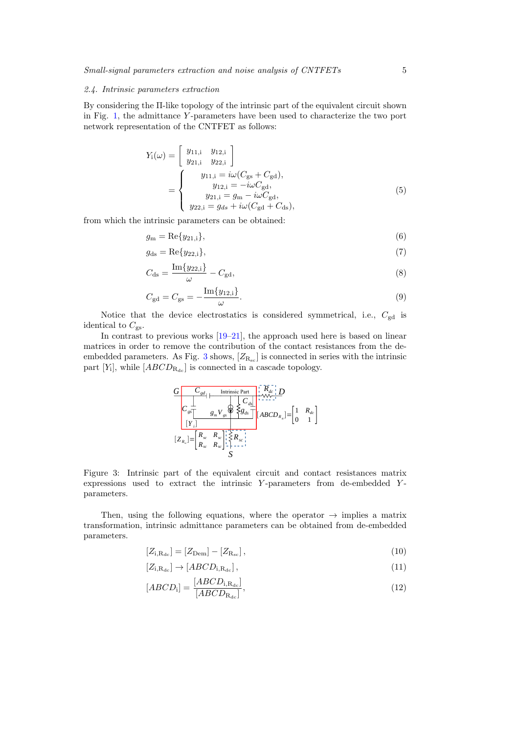### 2.4. Intrinsic parameters extraction

By considering the Π-like topology of the intrinsic part of the equivalent circuit shown in Fig. 1, the admittance $Y$-parameters have been used to characterize the two port network representation of the CNTFET as follows:

$$
\mathrm{Y_i}(\omega) = \begin{bmatrix} y_{11,\mathrm{i}} & y_{12,\mathrm{i}} \\ y_{21,\mathrm{i}} & y_{22,\mathrm{i}} \end{bmatrix} = \begin{cases} y_{11,\mathrm{i}} = i\omega(C_{\mathrm{gs}} + C_{\mathrm{gd}}), \\ y_{12,\mathrm{i}} = -i\omega C_{\mathrm{gd}}, \\ y_{21,\mathrm{i}} = g_{\mathrm{m}} - i\omega C_{\mathrm{gd}}, \\ y_{22,\mathrm{i}} = g_{ds} + i\omega(C_{\mathrm{gd}} + C_{\mathrm{ds}}), \end{cases} \tag{5}
$$

from which the intrinsic parameters can be obtained:

$$
g_{\mathrm{m}} = \mathrm{Re}\{y_{21,\mathrm{i}}\}, \tag{6}
$$

$$
g_{\mathrm{ds}} = \mathrm{Re}\{y_{22,\mathrm{i}}\}, \tag{7}
$$

$$
C_{\mathrm{ds}} = \frac{\mathrm{Im}\{y_{22,\mathrm{i}}\}}{\omega} - C_{\mathrm{gd}}, \tag{8}
$$

$$
C_{\mathrm{gd}} = C_{\mathrm{gs}} = -\frac{\mathrm{Im}\{y_{12,\mathrm{i}}\}}{\omega}. \tag{9}
$$

Notice that the device electrostatics is considered symmetrical, i.e., $C_{\mathrm{gd}}$ is identical to $C_{\mathrm{gs}}$.

In contrast to previous works [19–21], the approach used here is based on linear matrices in order to remove the contribution of the contact resistances from the de-embedded parameters. As Fig. 3 shows, $[Z_{\mathrm{R_{sc}}}]$ is connected in series with the intrinsic part $[\mathrm{Y_i}]$, while $[ABCD_{\mathrm{R_{dc}}}]$ is connected in a cascade topology.

Figure 3: Intrinsic part of the equivalent circuit and contact resistances matrix expressions used to extract the intrinsic $Y$-parameters from de-embedded $Y$-parameters.

Then, using the following equations, where the operator $\rightarrow$ implies a matrix transformation, intrinsic admittance parameters can be obtained from de-embedded parameters.

$$
[Z_{\mathrm{i,R_{dc}}}] = [Z_{\mathrm{Dem}}] - [Z_{\mathrm{R_{sc}}}], \tag{10}
$$

$$
[Z_{\mathrm{i,R_{dc}}}] \rightarrow [ABCD_{\mathrm{i,R_{dc}}}], \tag{11}
$$

$$
[ABCD_{\mathrm{i}}] = \frac{[ABCD_{\mathrm{i,R_{dc}}}]}{[ABCD_{\mathrm{R_{dc}}}]}, \tag{12}
$$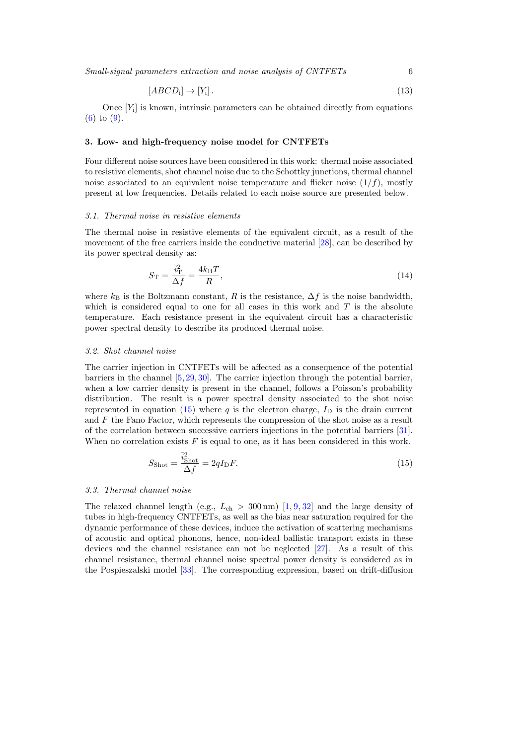$$[ABCD_{\mathrm{i}}] \rightarrow [Y_{\mathrm{i}}]\,. \tag{13}$$

Once $[Y_{\mathrm{i}}]$ is known, intrinsic parameters can be obtained directly from equations (6) to (9).

## 3. Low- and high-frequency noise model for CNTFETs

Four different noise sources have been considered in this work: thermal noise associated to resistive elements, shot channel noise due to the Schottky junctions, thermal channel noise associated to an equivalent noise temperature and flicker noise ($1/f$), mostly present at low frequencies. Details related to each noise source are presented below.

### 3.1. Thermal noise in resistive elements

The thermal noise in resistive elements of the equivalent circuit, as a result of the movement of the free carriers inside the conductive material [28], can be described by its power spectral density as:

$$S_{\mathrm{T}} = \frac{\bar{i}_{\mathrm{T}}^{2}}{\Delta f} = \frac{4k_{\mathrm{B}}T}{R}, \tag{14}$$

where $k_{\mathrm{B}}$ is the Boltzmann constant, $R$ is the resistance, $\Delta f$ is the noise bandwidth, which is considered equal to one for all cases in this work and $T$ is the absolute temperature. Each resistance present in the equivalent circuit has a characteristic power spectral density to describe its produced thermal noise.

### 3.2. Shot channel noise

The carrier injection in CNTFETs will be affected as a consequence of the potential barriers in the channel [5, 29, 30]. The carrier injection through the potential barrier, when a low carrier density is present in the channel, follows a Poisson's probability distribution. The result is a power spectral density associated to the shot noise represented in equation (15) where $q$ is the electron charge, $I_{\mathrm{D}}$ is the drain current and $F$ the Fano Factor, which represents the compression of the shot noise as a result of the correlation between successive carriers injections in the potential barriers [31]. When no correlation exists $F$ is equal to one, as it has been considered in this work.

$$S_{\mathrm{Shot}} = \frac{\bar{i}_{\mathrm{Shot}}^{2}}{\Delta f} = 2qI_{\mathrm{D}}F. \tag{15}$$

### 3.3. Thermal channel noise

The relaxed channel length (e.g., $L_{\mathrm{ch}} > 300\,\mathrm{nm}$) [1, 9, 32] and the large density of tubes in high-frequency CNTFETs, as well as the bias near saturation required for the dynamic performance of these devices, induce the activation of scattering mechanisms of acoustic and optical phonons, hence, non-ideal ballistic transport exists in these devices and the channel resistance can not be neglected [27]. As a result of this channel resistance, thermal channel noise spectral power density is considered as in the Pospieszalski model [33]. The corresponding expression, based on drift-diffusion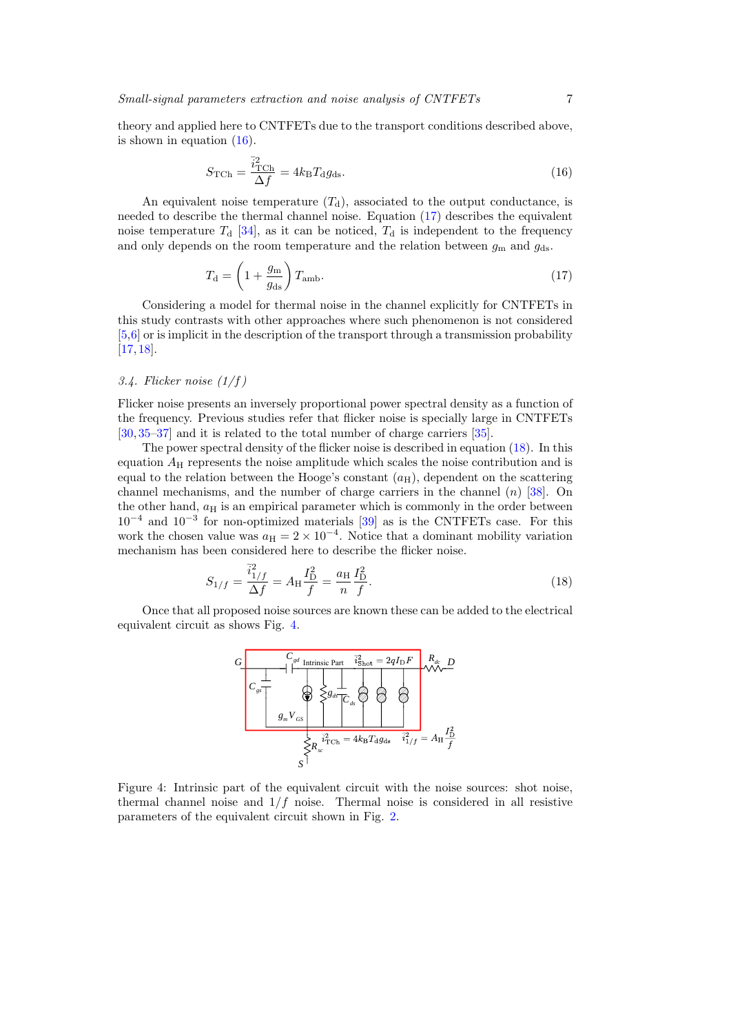theory and applied here to CNTFETs due to the transport conditions described above, is shown in equation (16).

$$S_{\mathrm{TCh}} = \frac{\bar{i}^2_{\mathrm{TCh}}}{\Delta f} = 4k_{\mathrm{B}}T_{\mathrm{d}}g_{\mathrm{ds}}. \tag{16}$$

An equivalent noise temperature ($T_{\mathrm{d}}$), associated to the output conductance, is needed to describe the thermal channel noise. Equation (17) describes the equivalent noise temperature $T_{\mathrm{d}}$ [34], as it can be noticed, $T_{\mathrm{d}}$ is independent to the frequency and only depends on the room temperature and the relation between $g_{\mathrm{m}}$ and $g_{\mathrm{ds}}$.

$$T_{\mathrm{d}} = \left(1 + \frac{g_{\mathrm{m}}}{g_{\mathrm{ds}}}\right) T_{\mathrm{amb}}. \tag{17}$$

Considering a model for thermal noise in the channel explicitly for CNTFETs in this study contrasts with other approaches where such phenomenon is not considered [5,6] or is implicit in the description of the transport through a transmission probability [17,18].

### *3.4. Flicker noise (1/f)*

Flicker noise presents an inversely proportional power spectral density as a function of the frequency. Previous studies refer that flicker noise is specially large in CNTFETs [30,35–37] and it is related to the total number of charge carriers [35].

The power spectral density of the flicker noise is described in equation (18). In this equation $A_{\mathrm{H}}$ represents the noise amplitude which scales the noise contribution and is equal to the relation between the Hooge's constant ($a_{\mathrm{H}}$), dependent on the scattering channel mechanisms, and the number of charge carriers in the channel ($n$) [38]. On the other hand, $a_{\mathrm{H}}$ is an empirical parameter which is commonly in the order between $10^{-4}$ and $10^{-3}$ for non-optimized materials [39] as is the CNTFETs case. For this work the chosen value was $a_{\mathrm{H}} = 2 \times 10^{-4}$. Notice that a dominant mobility variation mechanism has been considered here to describe the flicker noise.

$$S_{1/f} = \frac{\bar{i}^2_{1/f}}{\Delta f} = A_{\mathrm{H}}\frac{I^2_{\mathrm{D}}}{f} = \frac{a_{\mathrm{H}}}{n}\frac{I^2_{\mathrm{D}}}{f}. \tag{18}$$

Once that all proposed noise sources are known these can be added to the electrical equivalent circuit as shows Fig. 4.

Figure 4: Intrinsic part of the equivalent circuit with the noise sources: shot noise, thermal channel noise and $1/f$ noise. Thermal noise is considered in all resistive parameters of the equivalent circuit shown in Fig. 2.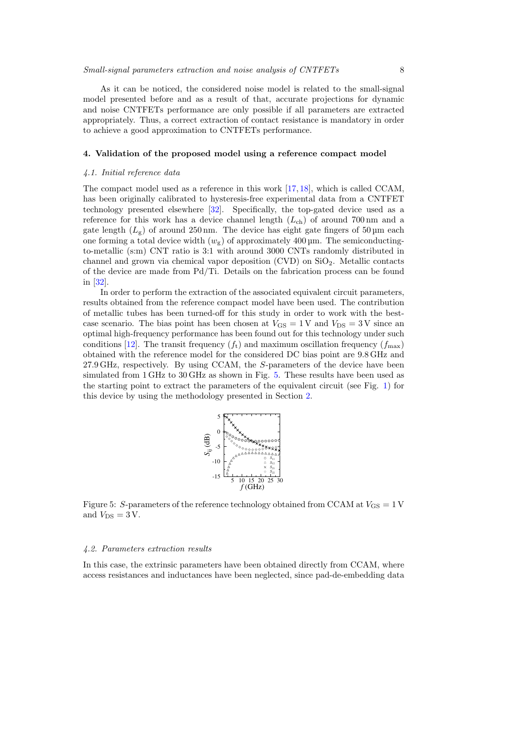As it can be noticed, the considered noise model is related to the small-signal model presented before and as a result of that, accurate projections for dynamic and noise CNTFETs performance are only possible if all parameters are extracted appropriately. Thus, a correct extraction of contact resistance is mandatory in order to achieve a good approximation to CNTFETs performance.

## 4. Validation of the proposed model using a reference compact model

### *4.1. Initial reference data*

The compact model used as a reference in this work [17, 18], which is called CCAM, has been originally calibrated to hysteresis-free experimental data from a CNTFET technology presented elsewhere [32]. Specifically, the top-gated device used as a reference for this work has a device channel length ($L_{\mathrm{ch}}$) of around 700 nm and a gate length ($L_{\mathrm{g}}$) of around 250 nm. The device has eight gate fingers of 50 µm each one forming a total device width ($w_{\mathrm{g}}$) of approximately 400 µm. The semiconducting-to-metallic (s:m) CNT ratio is 3:1 with around 3000 CNTs randomly distributed in channel and grown via chemical vapor deposition (CVD) on $SiO_2$. Metallic contacts of the device are made from Pd/Ti. Details on the fabrication process can be found in [32].

In order to perform the extraction of the associated equivalent circuit parameters, results obtained from the reference compact model have been used. The contribution of metallic tubes has been turned-off for this study in order to work with the best-case scenario. The bias point has been chosen at $V_{\mathrm{GS}} = 1\,\mathrm{V}$ and $V_{\mathrm{DS}} = 3\,\mathrm{V}$ since an optimal high-frequency performance has been found out for this technology under such conditions [12]. The transit frequency ($f_{\mathrm{t}}$) and maximum oscillation frequency ($f_{\mathrm{max}}$) obtained with the reference model for the considered DC bias point are 9.8 GHz and 27.9 GHz, respectively. By using CCAM, the $S$-parameters of the device have been simulated from 1 GHz to 30 GHz as shown in Fig. 5. These results have been used as the starting point to extract the parameters of the equivalent circuit (see Fig. 1) for this device by using the methodology presented in Section 2.

Figure 5: $S$-parameters of the reference technology obtained from CCAM at $V_{\mathrm{GS}} = 1\,\mathrm{V}$ and $V_{\mathrm{DS}} = 3\,\mathrm{V}$.

### *4.2. Parameters extraction results*

In this case, the extrinsic parameters have been obtained directly from CCAM, where access resistances and inductances have been neglected, since pad-de-embedding data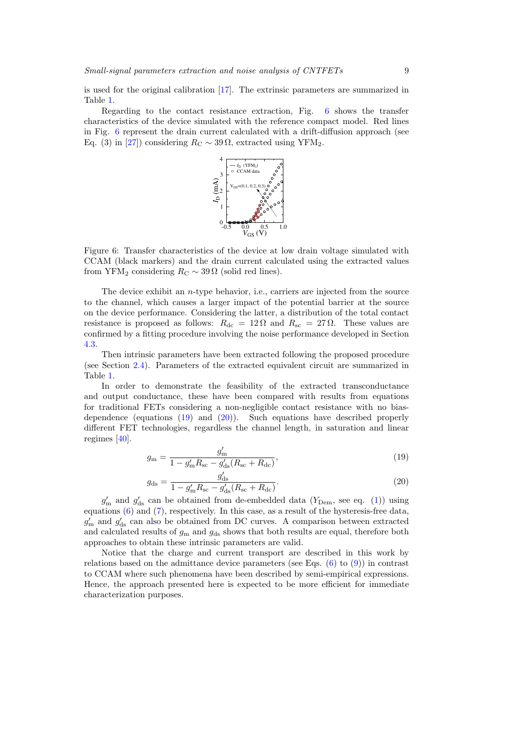is used for the original calibration [17]. The extrinsic parameters are summarized in Table 1.

Regarding to the contact resistance extraction, Fig. 6 shows the transfer characteristics of the device simulated with the reference compact model. Red lines in Fig. 6 represent the drain current calculated with a drift-diffusion approach (see Eq. (3) in [27]) considering $R_{\mathrm{C}} \sim 39\,\Omega$, extracted using YFM$_2$.

Figure 6: Transfer characteristics of the device at low drain voltage simulated with CCAM (black markers) and the drain current calculated using the extracted values from YFM$_2$ considering $R_{\mathrm{C}} \sim 39\,\Omega$ (solid red lines).

The device exhibit an $n$-type behavior, i.e., carriers are injected from the source to the channel, which causes a larger impact of the potential barrier at the source on the device performance. Considering the latter, a distribution of the total contact resistance is proposed as follows: $R_{\mathrm{dc}} = 12\,\Omega$ and $R_{\mathrm{sc}} = 27\,\Omega$. These values are confirmed by a fitting procedure involving the noise performance developed in Section 4.3.

Then intrinsic parameters have been extracted following the proposed procedure (see Section 2.4). Parameters of the extracted equivalent circuit are summarized in Table 1.

In order to demonstrate the feasibility of the extracted transconductance and output conductance, these have been compared with results from equations for traditional FETs considering a non-negligible contact resistance with no bias-dependence (equations (19) and (20)). Such equations have described properly different FET technologies, regardless the channel length, in saturation and linear regimes [40].

$$g_{\mathrm{m}} = \frac{g'_{\mathrm{m}}}{1 - g'_{\mathrm{m}} R_{\mathrm{sc}} - g'_{\mathrm{ds}}(R_{\mathrm{sc}} + R_{\mathrm{dc}})}, \tag{19}$$

$$g_{\mathrm{ds}} = \frac{g'_{\mathrm{ds}}}{1 - g'_{\mathrm{m}} R_{\mathrm{sc}} - g'_{\mathrm{ds}}(R_{\mathrm{sc}} + R_{\mathrm{dc}})}. \tag{20}$$

$g'_{\mathrm{m}}$ and $g'_{\mathrm{ds}}$ can be obtained from de-embedded data ($Y_{\mathrm{Dem}}$, see eq. (1)) using equations (6) and (7), respectively. In this case, as a result of the hysteresis-free data, $g'_{\mathrm{m}}$ and $g'_{\mathrm{ds}}$ can also be obtained from DC curves. A comparison between extracted and calculated results of $g_{\mathrm{m}}$ and $g_{\mathrm{ds}}$ shows that both results are equal, therefore both approaches to obtain these intrinsic parameters are valid.

Notice that the charge and current transport are described in this work by relations based on the admittance device parameters (see Eqs. (6) to (9)) in contrast to CCAM where such phenomena have been described by semi-empirical expressions. Hence, the approach presented here is expected to be more efficient for immediate characterization purposes.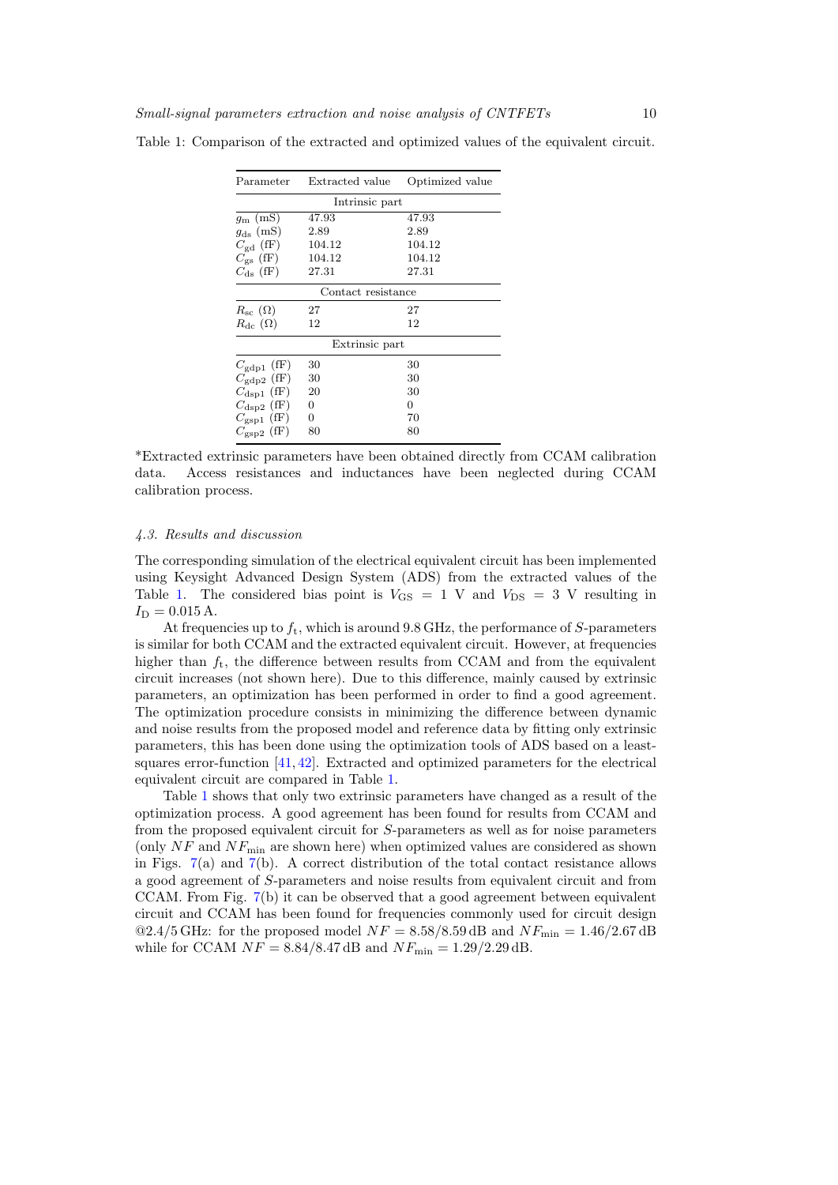Table 1: Comparison of the extracted and optimized values of the equivalent circuit.

| Parameter | Extracted value | Optimized value |
|---|---|---|
| Intrinsic part | | |
| $g_{\mathrm{m}}$ (mS) | 47.93 | 47.93 |
| $g_{\mathrm{ds}}$ (mS) | 2.89 | 2.89 |
| $C_{\mathrm{gd}}$ (fF) | 104.12 | 104.12 |
| $C_{\mathrm{gs}}$ (fF) | 104.12 | 104.12 |
| $C_{\mathrm{ds}}$ (fF) | 27.31 | 27.31 |
| Contact resistance | | |
| $R_{\mathrm{sc}}$ (Ω) | 27 | 27 |
| $R_{\mathrm{dc}}$ (Ω) | 12 | 12 |
| Extrinsic part | | |
| $C_{\mathrm{gdp1}}$ (fF) | 30 | 30 |
| $C_{\mathrm{gdp2}}$ (fF) | 30 | 30 |
| $C_{\mathrm{dsp1}}$ (fF) | 20 | 30 |
| $C_{\mathrm{dsp2}}$ (fF) | 0 | 0 |
| $C_{\mathrm{gsp1}}$ (fF) | 0 | 70 |
| $C_{\mathrm{gsp2}}$ (fF) | 80 | 80 |

*Extracted extrinsic parameters have been obtained directly from CCAM calibration data. Access resistances and inductances have been neglected during CCAM calibration process.

### 4.3. Results and discussion

The corresponding simulation of the electrical equivalent circuit has been implemented using Keysight Advanced Design System (ADS) from the extracted values of the Table 1. The considered bias point is $V_{\mathrm{GS}} = 1$ V and $V_{\mathrm{DS}} = 3$ V resulting in $I_{\mathrm{D}} = 0.015$ A.

At frequencies up to $f_{\mathrm{t}}$, which is around 9.8 GHz, the performance of $S$-parameters is similar for both CCAM and the extracted equivalent circuit. However, at frequencies higher than $f_{\mathrm{t}}$, the difference between results from CCAM and from the equivalent circuit increases (not shown here). Due to this difference, mainly caused by extrinsic parameters, an optimization has been performed in order to find a good agreement. The optimization procedure consists in minimizing the difference between dynamic and noise results from the proposed model and reference data by fitting only extrinsic parameters, this has been done using the optimization tools of ADS based on a least-squares error-function [41, 42]. Extracted and optimized parameters for the electrical equivalent circuit are compared in Table 1.

Table 1 shows that only two extrinsic parameters have changed as a result of the optimization process. A good agreement has been found for results from CCAM and from the proposed equivalent circuit for $S$-parameters as well as for noise parameters (only $NF$ and $NF_{\mathrm{min}}$ are shown here) when optimized values are considered as shown in Figs. 7(a) and 7(b). A correct distribution of the total contact resistance allows a good agreement of $S$-parameters and noise results from equivalent circuit and from CCAM. From Fig. 7(b) it can be observed that a good agreement between equivalent circuit and CCAM has been found for frequencies commonly used for circuit design @2.4/5 GHz: for the proposed model $NF = 8.58/8.59$ dB and $NF_{\mathrm{min}} = 1.46/2.67$ dB while for CCAM $NF = 8.84/8.47$ dB and $NF_{\mathrm{min}} = 1.29/2.29$ dB.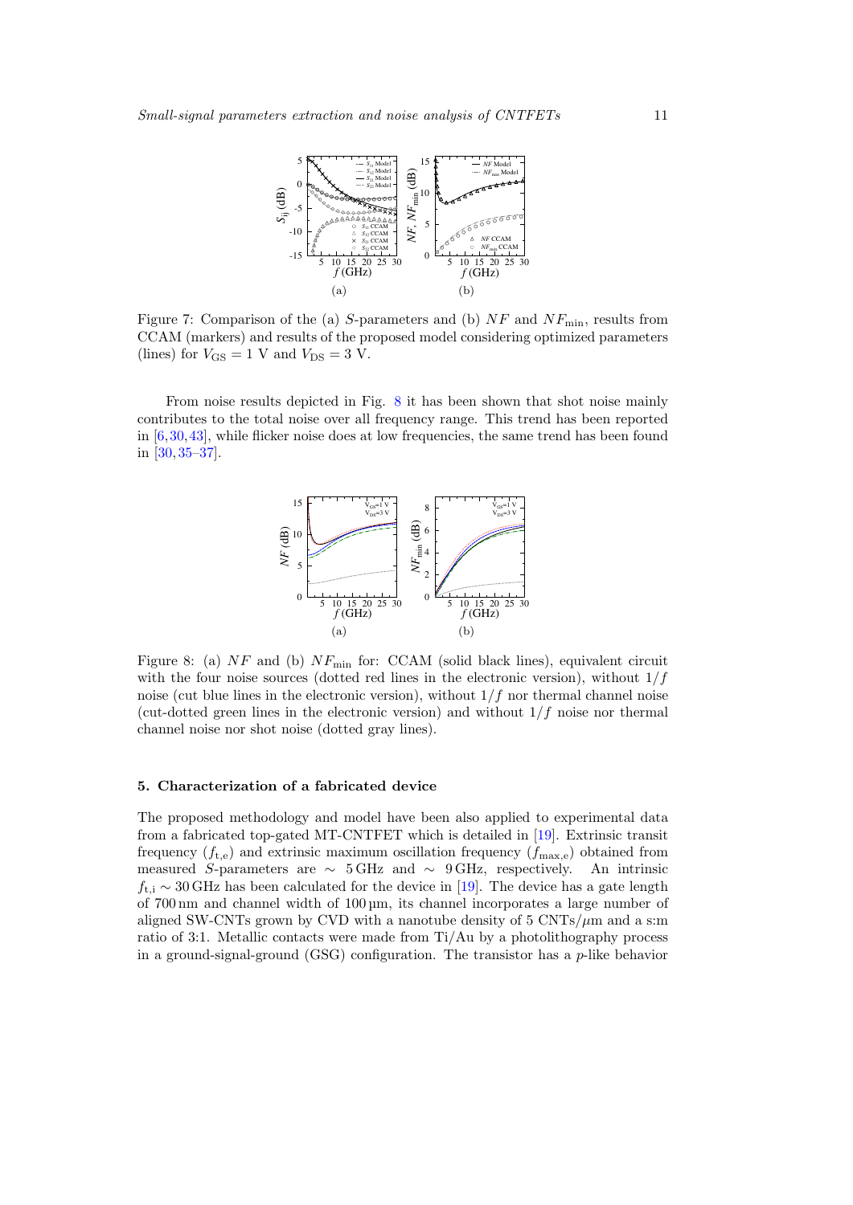Figure 7: Comparison of the (a) $S$-parameters and (b) $NF$ and $NF_{\mathrm{min}}$, results from CCAM (markers) and results of the proposed model considering optimized parameters (lines) for $V_{\mathrm{GS}} = 1$ V and $V_{\mathrm{DS}} = 3$ V.

From noise results depicted in Fig. 8 it has been shown that shot noise mainly contributes to the total noise over all frequency range. This trend has been reported in [6,30,43], while flicker noise does at low frequencies, the same trend has been found in [30,35–37].

Figure 8: (a) $NF$ and (b) $NF_{\mathrm{min}}$ for: CCAM (solid black lines), equivalent circuit with the four noise sources (dotted red lines in the electronic version), without $1/f$ noise (cut blue lines in the electronic version), without $1/f$ nor thermal channel noise (cut-dotted green lines in the electronic version) and without $1/f$ noise nor thermal channel noise nor shot noise (dotted gray lines).

### 5. Characterization of a fabricated device

The proposed methodology and model have been also applied to experimental data from a fabricated top-gated MT-CNTFET which is detailed in [19]. Extrinsic transit frequency ($f_{\mathrm{t,e}}$) and extrinsic maximum oscillation frequency ($f_{\mathrm{max,e}}$) obtained from measured $S$-parameters are $\sim$ 5 GHz and $\sim$ 9 GHz, respectively. An intrinsic $f_{\mathrm{t,i}} \sim 30$ GHz has been calculated for the device in [19]. The device has a gate length of 700 nm and channel width of 100 µm, its channel incorporates a large number of aligned SW-CNTs grown by CVD with a nanotube density of 5 CNTs/$\mu$m and a s:m ratio of 3:1. Metallic contacts were made from Ti/Au by a photolithography process in a ground-signal-ground (GSG) configuration. The transistor has a $p$-like behavior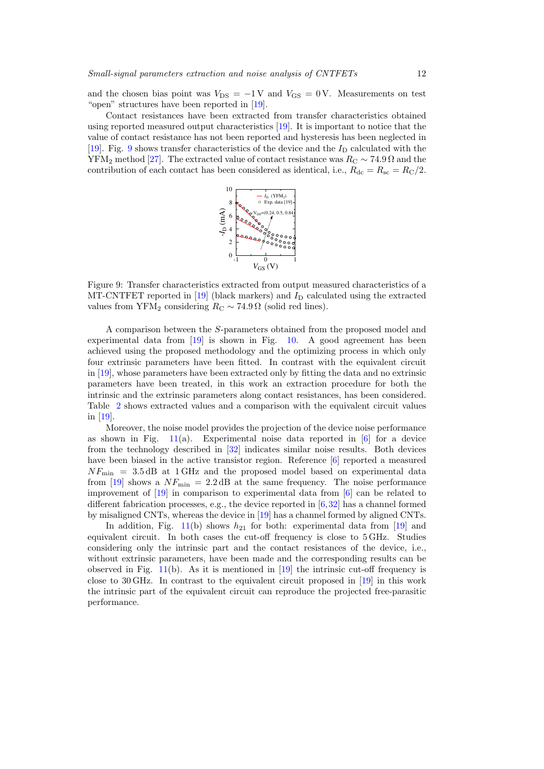and the chosen bias point was $V_{DS} = -1\,V$ and $V_{GS} = 0\,V$. Measurements on test "open" structures have been reported in [19].

Contact resistances have been extracted from transfer characteristics obtained using reported measured output characteristics [19]. It is important to notice that the value of contact resistance has not been reported and hysteresis has been neglected in [19]. Fig. 9 shows transfer characteristics of the device and the $I_D$ calculated with the $YFM_2$ method [27]. The extracted value of contact resistance was $R_C \sim 74.9\,\Omega$ and the contribution of each contact has been considered as identical, i.e., $R_{dc} = R_{sc} = R_C/2$.

Figure 9: Transfer characteristics extracted from output measured characteristics of a MT-CNTFET reported in [19] (black markers) and $I_D$ calculated using the extracted values from $YFM_2$ considering $R_C \sim 74.9\,\Omega$ (solid red lines).

A comparison between the $S$-parameters obtained from the proposed model and experimental data from [19] is shown in Fig. 10. A good agreement has been achieved using the proposed methodology and the optimizing process in which only four extrinsic parameters have been fitted. In contrast with the equivalent circuit in [19], whose parameters have been extracted only by fitting the data and no extrinsic parameters have been treated, in this work an extraction procedure for both the intrinsic and the extrinsic parameters along contact resistances, has been considered. Table 2 shows extracted values and a comparison with the equivalent circuit values in [19].

Moreover, the noise model provides the projection of the device noise performance as shown in Fig. 11(a). Experimental noise data reported in [6] for a device from the technology described in [32] indicates similar noise results. Both devices have been biased in the active transistor region. Reference [6] reported a measured $NF_{min} = 3.5\,dB$ at $1\,GHz$ and the proposed model based on experimental data from [19] shows a $NF_{min} = 2.2\,dB$ at the same frequency. The noise performance improvement of [19] in comparison to experimental data from [6] can be related to different fabrication processes, e.g., the device reported in [6, 32] has a channel formed by misaligned CNTs, whereas the device in [19] has a channel formed by aligned CNTs.

In addition, Fig. 11(b) shows $h_{21}$ for both: experimental data from [19] and equivalent circuit. In both cases the cut-off frequency is close to $5\,GHz$. Studies considering only the intrinsic part and the contact resistances of the device, i.e., without extrinsic parameters, have been made and the corresponding results can be observed in Fig. 11(b). As it is mentioned in [19] the intrinsic cut-off frequency is close to $30\,GHz$. In contrast to the equivalent circuit proposed in [19] in this work the intrinsic part of the equivalent circuit can reproduce the projected free-parasitic performance.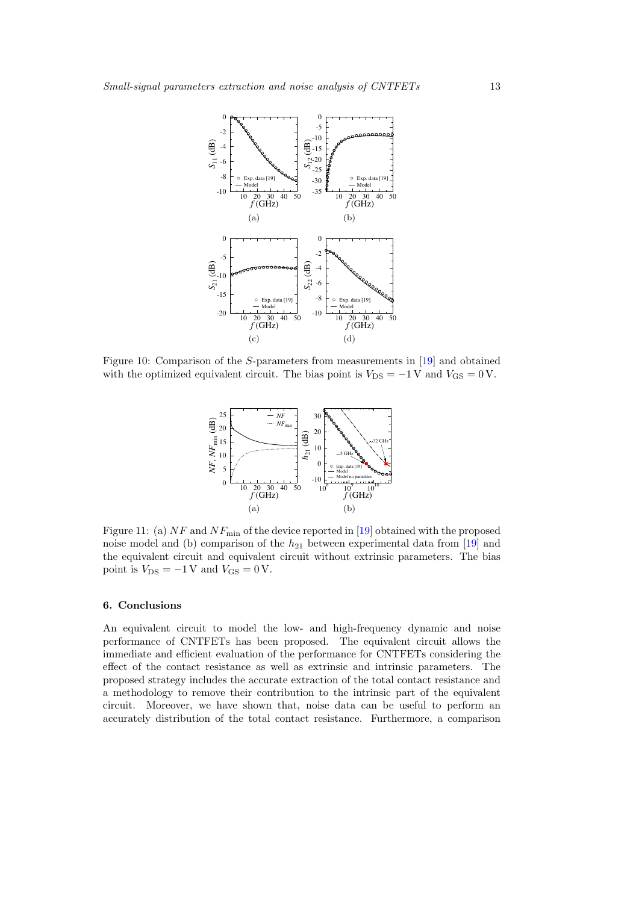Figure 10: Comparison of the $S$-parameters from measurements in [19] and obtained with the optimized equivalent circuit. The bias point is $V_{\mathrm{DS}} = -1\,\mathrm{V}$ and $V_{\mathrm{GS}} = 0\,\mathrm{V}$.

Figure 11: (a) $NF$ and $NF_{\min}$ of the device reported in [19] obtained with the proposed noise model and (b) comparison of the $h_{21}$ between experimental data from [19] and the equivalent circuit and equivalent circuit without extrinsic parameters. The bias point is $V_{\mathrm{DS}} = -1\,\mathrm{V}$ and $V_{\mathrm{GS}} = 0\,\mathrm{V}$.

## 6. Conclusions

An equivalent circuit to model the low- and high-frequency dynamic and noise performance of CNTFETs has been proposed. The equivalent circuit allows the immediate and efficient evaluation of the performance for CNTFETs considering the effect of the contact resistance as well as extrinsic and intrinsic parameters. The proposed strategy includes the accurate extraction of the total contact resistance and a methodology to remove their contribution to the intrinsic part of the equivalent circuit. Moreover, we have shown that, noise data can be useful to perform an accurately distribution of the total contact resistance. Furthermore, a comparison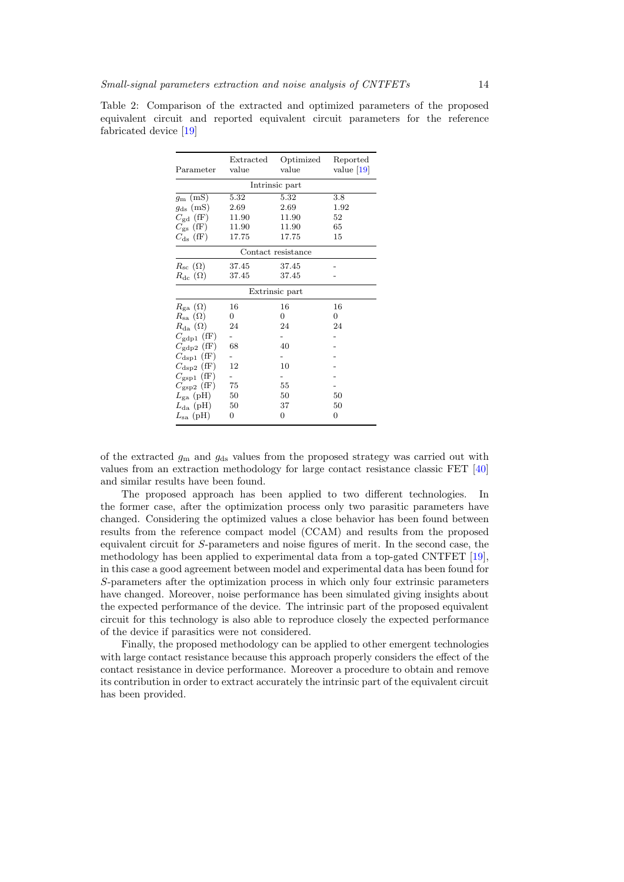Table 2: Comparison of the extracted and optimized parameters of the proposed equivalent circuit and reported equivalent circuit parameters for the reference fabricated device [19]

| Parameter | Extracted value | Optimized value | Reported value [19] |
|---|---|---|---|
| | Intrinsic part | | |
| $g_{\mathrm{m}}$ (mS) | 5.32 | 5.32 | 3.8 |
| $g_{\mathrm{ds}}$ (mS) | 2.69 | 2.69 | 1.92 |
| $C_{\mathrm{gd}}$ (fF) | 11.90 | 11.90 | 52 |
| $C_{\mathrm{gs}}$ (fF) | 11.90 | 11.90 | 65 |
| $C_{\mathrm{ds}}$ (fF) | 17.75 | 17.75 | 15 |
| | Contact resistance | | |
| $R_{\mathrm{sc}}$ ($\Omega$) | 37.45 | 37.45 | - |
| $R_{\mathrm{dc}}$ ($\Omega$) | 37.45 | 37.45 | - |
| | Extrinsic part | | |
| $R_{\mathrm{ga}}$ ($\Omega$) | 16 | 16 | 16 |
| $R_{\mathrm{sa}}$ ($\Omega$) | 0 | 0 | 0 |
| $R_{\mathrm{da}}$ ($\Omega$) | 24 | 24 | 24 |
| $C_{\mathrm{gdp1}}$ (fF) | - | - | - |
| $C_{\mathrm{gdp2}}$ (fF) | 68 | 40 | - |
| $C_{\mathrm{dsp1}}$ (fF) | - | - | - |
| $C_{\mathrm{dsp2}}$ (fF) | 12 | 10 | - |
| $C_{\mathrm{gsp1}}$ (fF) | - | - | - |
| $C_{\mathrm{gsp2}}$ (fF) | 75 | 55 | - |
| $L_{\mathrm{ga}}$ (pH) | 50 | 50 | 50 |
| $L_{\mathrm{da}}$ (pH) | 50 | 37 | 50 |
| $L_{\mathrm{sa}}$ (pH) | 0 | 0 | 0 |

of the extracted $g_{\mathrm{m}}$ and $g_{\mathrm{ds}}$ values from the proposed strategy was carried out with values from an extraction methodology for large contact resistance classic FET [40] and similar results have been found.

The proposed approach has been applied to two different technologies. In the former case, after the optimization process only two parasitic parameters have changed. Considering the optimized values a close behavior has been found between results from the reference compact model (CCAM) and results from the proposed equivalent circuit for $S$-parameters and noise figures of merit. In the second case, the methodology has been applied to experimental data from a top-gated CNTFET [19], in this case a good agreement between model and experimental data has been found for $S$-parameters after the optimization process in which only four extrinsic parameters have changed. Moreover, noise performance has been simulated giving insights about the expected performance of the device. The intrinsic part of the proposed equivalent circuit for this technology is also able to reproduce closely the expected performance of the device if parasitics were not considered.

Finally, the proposed methodology can be applied to other emergent technologies with large contact resistance because this approach properly considers the effect of the contact resistance in device performance. Moreover a procedure to obtain and remove its contribution in order to extract accurately the intrinsic part of the equivalent circuit has been provided.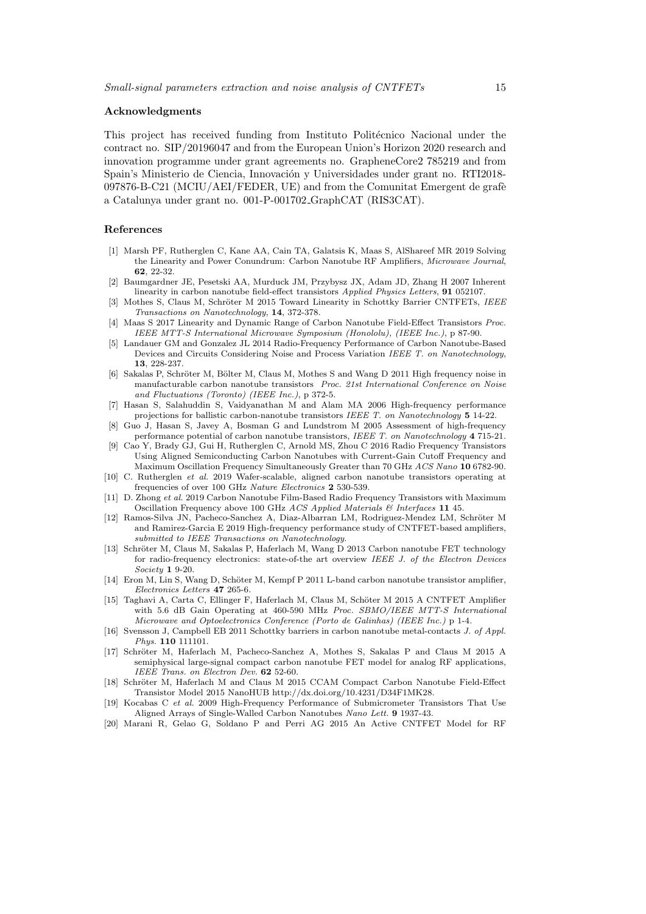## Acknowledgments

This project has received funding from Instituto Politécnico Nacional under the contract no. SIP/20196047 and from the European Union's Horizon 2020 research and innovation programme under grant agreements no. GrapheneCore2 785219 and from Spain's Ministerio de Ciencia, Innovación y Universidades under grant no. RTI2018-097876-B-C21 (MCIU/AEI/FEDER, UE) and from the Comunitat Emergent de grafè a Catalunya under grant no. 001-P-001702_GraphCAT (RIS3CAT).

## References

[1] Marsh PF, Rutherglen C, Kane AA, Cain TA, Galatsis K, Maas S, AlShareef MR 2019 Solving the Linearity and Power Conundrum: Carbon Nanotube RF Amplifiers, *Microwave Journal*, **62**, 22-32.

[2] Baumgardner JE, Pesetski AA, Murduck JM, Przybysz JX, Adam JD, Zhang H 2007 Inherent linearity in carbon nanotube field-effect transistors *Applied Physics Letters*, **91** 052107.

[3] Mothes S, Claus M, Schröter M 2015 Toward Linearity in Schottky Barrier CNTFETs, *IEEE Transactions on Nanotechnology*, **14**, 372-378.

[4] Maas S 2017 Linearity and Dynamic Range of Carbon Nanotube Field-Effect Transistors *Proc. IEEE MTT-S International Microwave Symposium (Honololu), (IEEE Inc.)*, p 87-90.

[5] Landauer GM and Gonzalez JL 2014 Radio-Frequency Performance of Carbon Nanotube-Based Devices and Circuits Considering Noise and Process Variation *IEEE T. on Nanotechnology*, **13**, 228-237.

[6] Sakalas P, Schröter M, Bölter M, Claus M, Mothes S and Wang D 2011 High frequency noise in manufacturable carbon nanotube transistors *Proc. 21st International Conference on Noise and Fluctuations (Toronto) (IEEE Inc.)*, p 372-5.

[7] Hasan S, Salahuddin S, Vaidyanathan M and Alam MA 2006 High-frequency performance projections for ballistic carbon-nanotube transistors *IEEE T. on Nanotechnology* **5** 14-22.

[8] Guo J, Hasan S, Javey A, Bosman G and Lundstrom M 2005 Assessment of high-frequency performance potential of carbon nanotube transistors, *IEEE T. on Nanotechnology* **4** 715-21.

[9] Cao Y, Brady GJ, Gui H, Rutherglen C, Arnold MS, Zhou C 2016 Radio Frequency Transistors Using Aligned Semiconducting Carbon Nanotubes with Current-Gain Cutoff Frequency and Maximum Oscillation Frequency Simultaneously Greater than 70 GHz *ACS Nano* **10** 6782-90.

[10] C. Rutherglen *et al.* 2019 Wafer-scalable, aligned carbon nanotube transistors operating at frequencies of over 100 GHz *Nature Electronics* **2** 530-539.

[11] D. Zhong *et al.* 2019 Carbon Nanotube Film-Based Radio Frequency Transistors with Maximum Oscillation Frequency above 100 GHz *ACS Applied Materials & Interfaces* **11** 45.

[12] Ramos-Silva JN, Pacheco-Sanchez A, Diaz-Albarran LM, Rodriguez-Mendez LM, Schröter M and Ramirez-Garcia E 2019 High-frequency performance study of CNTFET-based amplifiers, *submitted to IEEE Transactions on Nanotechnology.*

[13] Schröter M, Claus M, Sakalas P, Haferlach M, Wang D 2013 Carbon nanotube FET technology for radio-frequency electronics: state-of-the art overview *IEEE J. of the Electron Devices Society* **1** 9-20.

[14] Eron M, Lin S, Wang D, Schöter M, Kempf P 2011 L-band carbon nanotube transistor amplifier, *Electronics Letters* **47** 265-6.

[15] Taghavi A, Carta C, Ellinger F, Haferlach M, Claus M, Schöter M 2015 A CNTFET Amplifier with 5.6 dB Gain Operating at 460-590 MHz *Proc. SBMO/IEEE MTT-S International Microwave and Optoelectronics Conference (Porto de Galinhas) (IEEE Inc.)* p 1-4.

[16] Svensson J, Campbell EB 2011 Schottky barriers in carbon nanotube metal-contacts *J. of Appl. Phys.* **110** 111101.

[17] Schröter M, Haferlach M, Pacheco-Sanchez A, Mothes S, Sakalas P and Claus M 2015 A semiphysical large-signal compact carbon nanotube FET model for analog RF applications, *IEEE Trans. on Electron Dev.* **62** 52-60.

[18] Schröter M, Haferlach M and Claus M 2015 CCAM Compact Carbon Nanotube Field-Effect Transistor Model 2015 NanoHUB http://dx.doi.org/10.4231/D34F1MK28.

[19] Kocabas C *et al.* 2009 High-Frequency Performance of Submicrometer Transistors That Use Aligned Arrays of Single-Walled Carbon Nanotubes *Nano Lett.* **9** 1937-43.

[20] Marani R, Gelao G, Soldano P and Perri AG 2015 An Active CNTFET Model for RF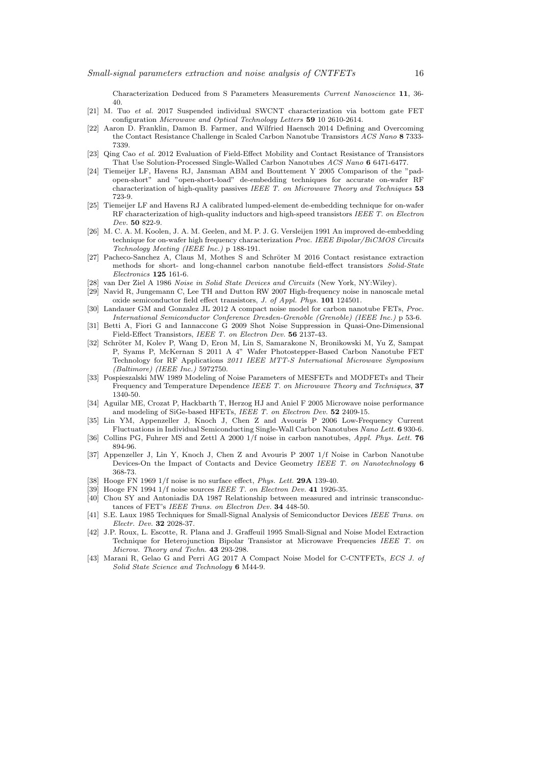Characterization Deduced from S Parameters Measurements *Current Nanoscience* **11**, 36-40.

[21] M. Tuo *et al.* 2017 Suspended individual SWCNT characterization via bottom gate FET configuration *Microwave and Optical Technology Letters* **59** 10 2610-2614.

[22] Aaron D. Franklin, Damon B. Farmer, and Wilfried Haensch 2014 Defining and Overcoming the Contact Resistance Challenge in Scaled Carbon Nanotube Transistors *ACS Nano* **8** 7333-7339.

[23] Qing Cao *et al.* 2012 Evaluation of Field-Effect Mobility and Contact Resistance of Transistors That Use Solution-Processed Single-Walled Carbon Nanotubes *ACS Nano* **6** 6471-6477.

[24] Tiemeijer LF, Havens RJ, Jansman ABM and Bouttement Y 2005 Comparison of the "pad-open-short" and "open-short-load" de-embedding techniques for accurate on-wafer RF characterization of high-quality passives *IEEE T. on Microwave Theory and Techniques* **53** 723-9.

[25] Tiemeijer LF and Havens RJ A calibrated lumped-element de-embedding technique for on-wafer RF characterization of high-quality inductors and high-speed transistors *IEEE T. on Electron Dev.* **50** 822-9.

[26] M. C. A. M. Koolen, J. A. M. Geelen, and M. P. J. G. Versleijen 1991 An improved de-embedding technique for on-wafer high frequency characterization *Proc. IEEE Bipolar/BiCMOS Circuits Technology Meeting (IEEE Inc.)* p 188-191.

[27] Pacheco-Sanchez A, Claus M, Mothes S and Schröter M 2016 Contact resistance extraction methods for short- and long-channel carbon nanotube field-effect transistors *Solid-State Electronics* **125** 161-6.

[28] van Der Ziel A 1986 *Noise in Solid State Devices and Circuits* (New York, NY:Wiley).

[29] Navid R, Jungemann C, Lee TH and Dutton RW 2007 High-frequency noise in nanoscale metal oxide semiconductor field effect transistors, *J. of Appl. Phys.* **101** 124501.

[30] Landauer GM and Gonzalez JL 2012 A compact noise model for carbon nanotube FETs, *Proc. International Semiconductor Conference Dresden-Grenoble (Grenoble) (IEEE Inc.)* p 53-6.

[31] Betti A, Fiori G and Iannaccone G 2009 Shot Noise Suppression in Quasi-One-Dimensional Field-Effect Transistors, *IEEE T. on Electron Dev.* **56** 2137-43.

[32] Schröter M, Kolev P, Wang D, Eron M, Lin S, Samarakone N, Bronikowski M, Yu Z, Sampat P, Syams P, McKernan S 2011 A 4" Wafer Photostepper-Based Carbon Nanotube FET Technology for RF Applications *2011 IEEE MTT-S International Microwave Symposium (Baltimore) (IEEE Inc.)* 5972750.

[33] Pospieszalski MW 1989 Modeling of Noise Parameters of MESFETs and MODFETs and Their Frequency and Temperature Dependence *IEEE T. on Microwave Theory and Techniques*, **37** 1340-50.

[34] Aguilar ME, Crozat P, Hackbarth T, Herzog HJ and Aniel F 2005 Microwave noise performance and modeling of SiGe-based HFETs, *IEEE T. on Electron Dev.* **52** 2409-15.

[35] Lin YM, Appenzeller J, Knoch J, Chen Z and Avouris P 2006 Low-Frequency Current Fluctuations in Individual Semiconducting Single-Wall Carbon Nanotubes *Nano Lett.* **6** 930-6.

[36] Collins PG, Fuhrer MS and Zettl A 2000 1/f noise in carbon nanotubes, *Appl. Phys. Lett.* **76** 894-96.

[37] Appenzeller J, Lin Y, Knoch J, Chen Z and Avouris P 2007 1/f Noise in Carbon Nanotube Devices-On the Impact of Contacts and Device Geometry *IEEE T. on Nanotechnology* **6** 368-73.

[38] Hooge FN 1969 1/f noise is no surface effect, *Phys. Lett.* **29A** 139-40.

[39] Hooge FN 1994 1/f noise sources *IEEE T. on Electron Dev.* **41** 1926-35.

[40] Chou SY and Antoniadis DA 1987 Relationship between measured and intrinsic transconductances of FET's *IEEE Trans. on Electron Dev.* **34** 448-50.

[41] S.E. Laux 1985 Techniques for Small-Signal Analysis of Semiconductor Devices *IEEE Trans. on Electr. Dev.* **32** 2028-37.

[42] J.P. Roux, L. Escotte, R. Plana and J. Graffeuil 1995 Small-Signal and Noise Model Extraction Technique for Heterojunction Bipolar Transistor at Microwave Frequencies *IEEE T. on Microw. Theory and Techn.* **43** 293-298.

[43] Marani R, Gelao G and Perri AG 2017 A Compact Noise Model for C-CNTFETs, *ECS J. of Solid State Science and Technology* **6** M44-9.